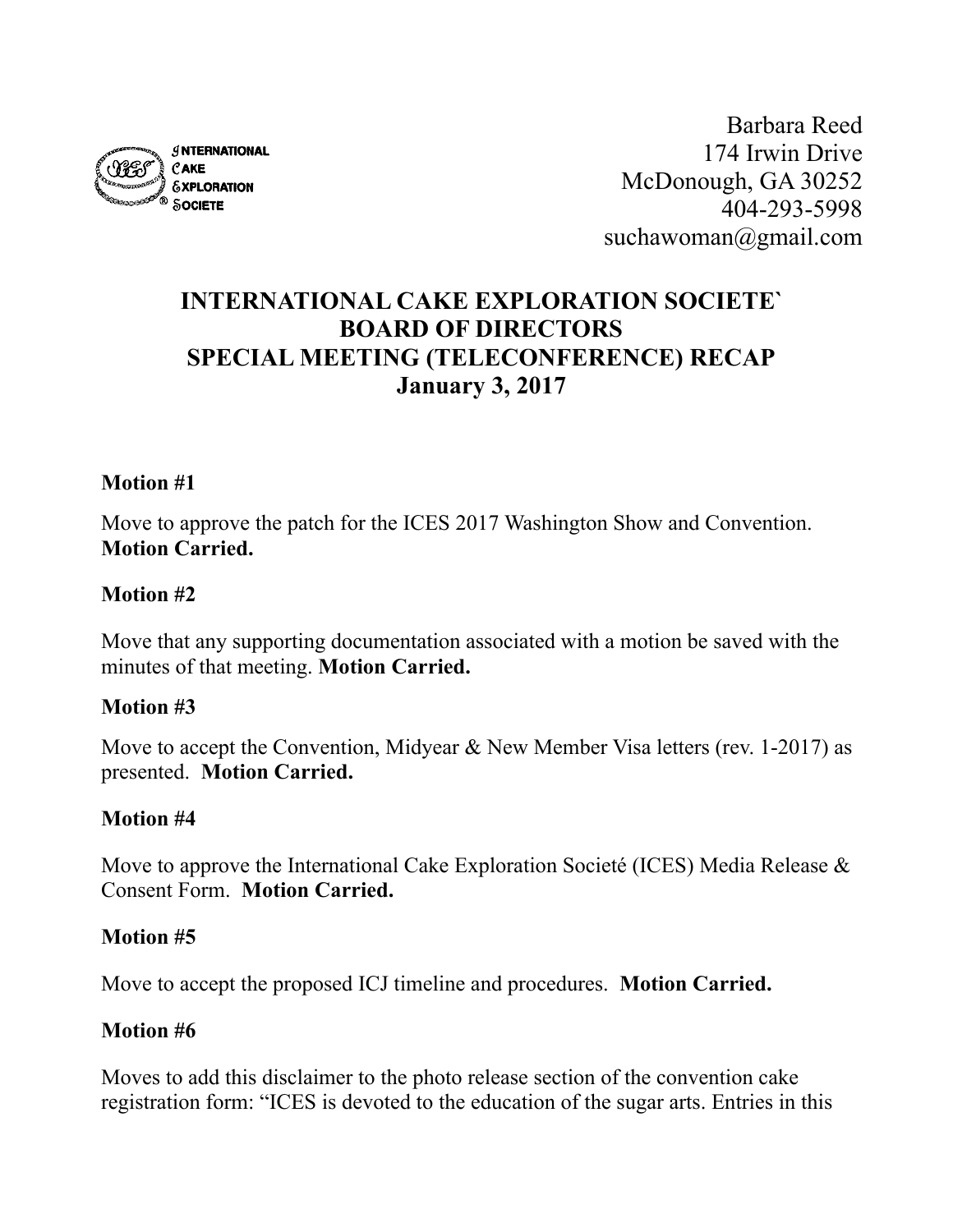INTERNATIONAL CAKE EXPLORATION SOCIETE

Barbara Reed
174 Irwin Drive
McDonough, GA 30252
404-293-5998
suchawoman@gmail.com

# INTERNATIONAL CAKE EXPLORATION SOCIETE` BOARD OF DIRECTORS SPECIAL MEETING (TELECONFERENCE) RECAP January 3, 2017

**Motion #1**

Move to approve the patch for the ICES 2017 Washington Show and Convention. **Motion Carried.**

**Motion #2**

Move that any supporting documentation associated with a motion be saved with the minutes of that meeting. **Motion Carried.**

**Motion #3**

Move to accept the Convention, Midyear & New Member Visa letters (rev. 1-2017) as presented. **Motion Carried.**

**Motion #4**

Move to approve the International Cake Exploration Societé (ICES) Media Release & Consent Form. **Motion Carried.**

**Motion #5**

Move to accept the proposed ICJ timeline and procedures. **Motion Carried.**

**Motion #6**

Moves to add this disclaimer to the photo release section of the convention cake registration form: "ICES is devoted to the education of the sugar arts. Entries in this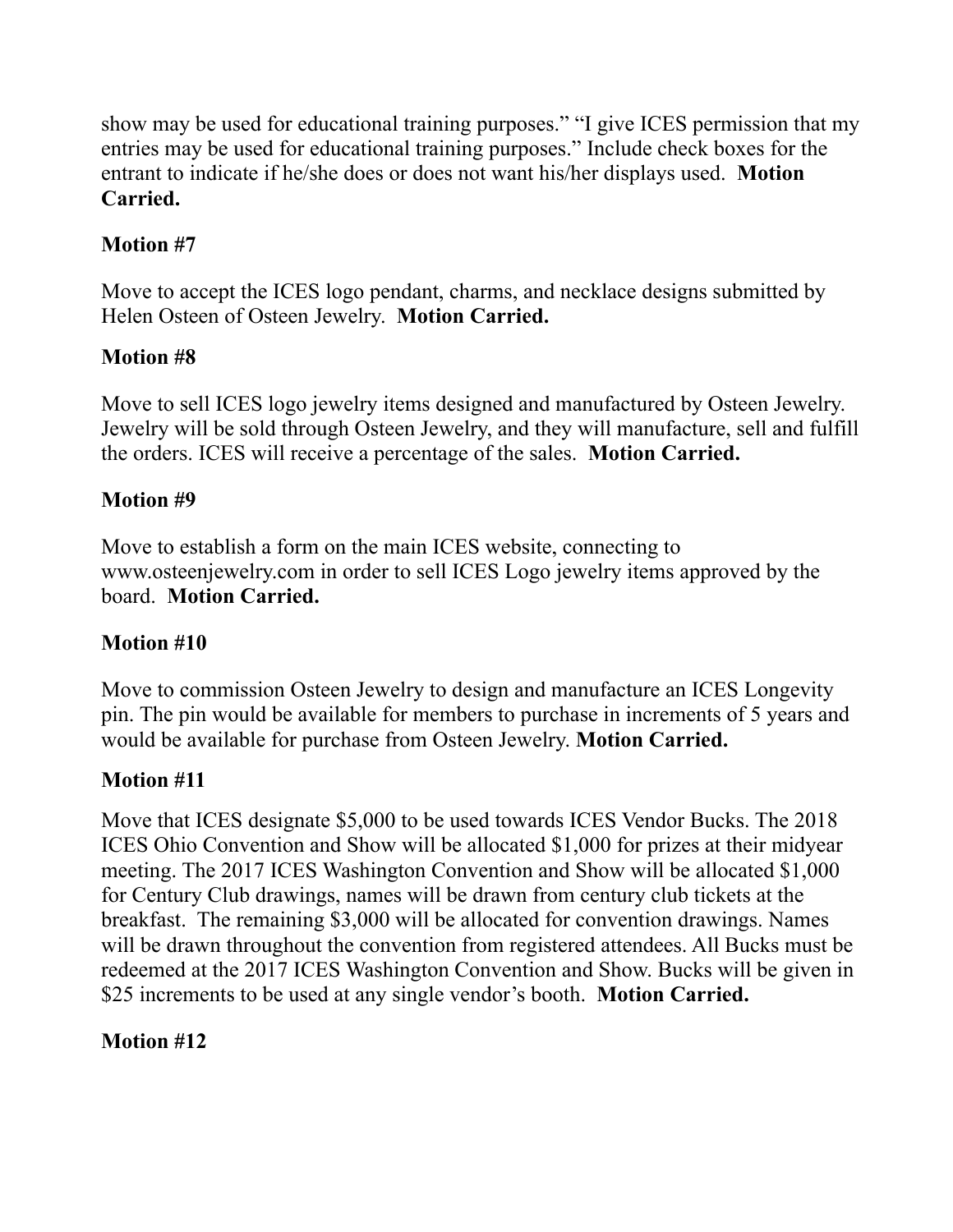show may be used for educational training purposes." "I give ICES permission that my entries may be used for educational training purposes." Include check boxes for the entrant to indicate if he/she does or does not want his/her displays used. **Motion Carried.**

**Motion #7**

Move to accept the ICES logo pendant, charms, and necklace designs submitted by Helen Osteen of Osteen Jewelry. **Motion Carried.**

**Motion #8**

Move to sell ICES logo jewelry items designed and manufactured by Osteen Jewelry. Jewelry will be sold through Osteen Jewelry, and they will manufacture, sell and fulfill the orders. ICES will receive a percentage of the sales. **Motion Carried.**

**Motion #9**

Move to establish a form on the main ICES website, connecting to www.osteenjewelry.com in order to sell ICES Logo jewelry items approved by the board. **Motion Carried.**

**Motion #10**

Move to commission Osteen Jewelry to design and manufacture an ICES Longevity pin. The pin would be available for members to purchase in increments of 5 years and would be available for purchase from Osteen Jewelry. **Motion Carried.**

**Motion #11**

Move that ICES designate $5,000 to be used towards ICES Vendor Bucks. The 2018 ICES Ohio Convention and Show will be allocated $1,000 for prizes at their midyear meeting. The 2017 ICES Washington Convention and Show will be allocated $1,000 for Century Club drawings, names will be drawn from century club tickets at the breakfast. The remaining $3,000 will be allocated for convention drawings. Names will be drawn throughout the convention from registered attendees. All Bucks must be redeemed at the 2017 ICES Washington Convention and Show. Bucks will be given in $25 increments to be used at any single vendor's booth. **Motion Carried.**

**Motion #12**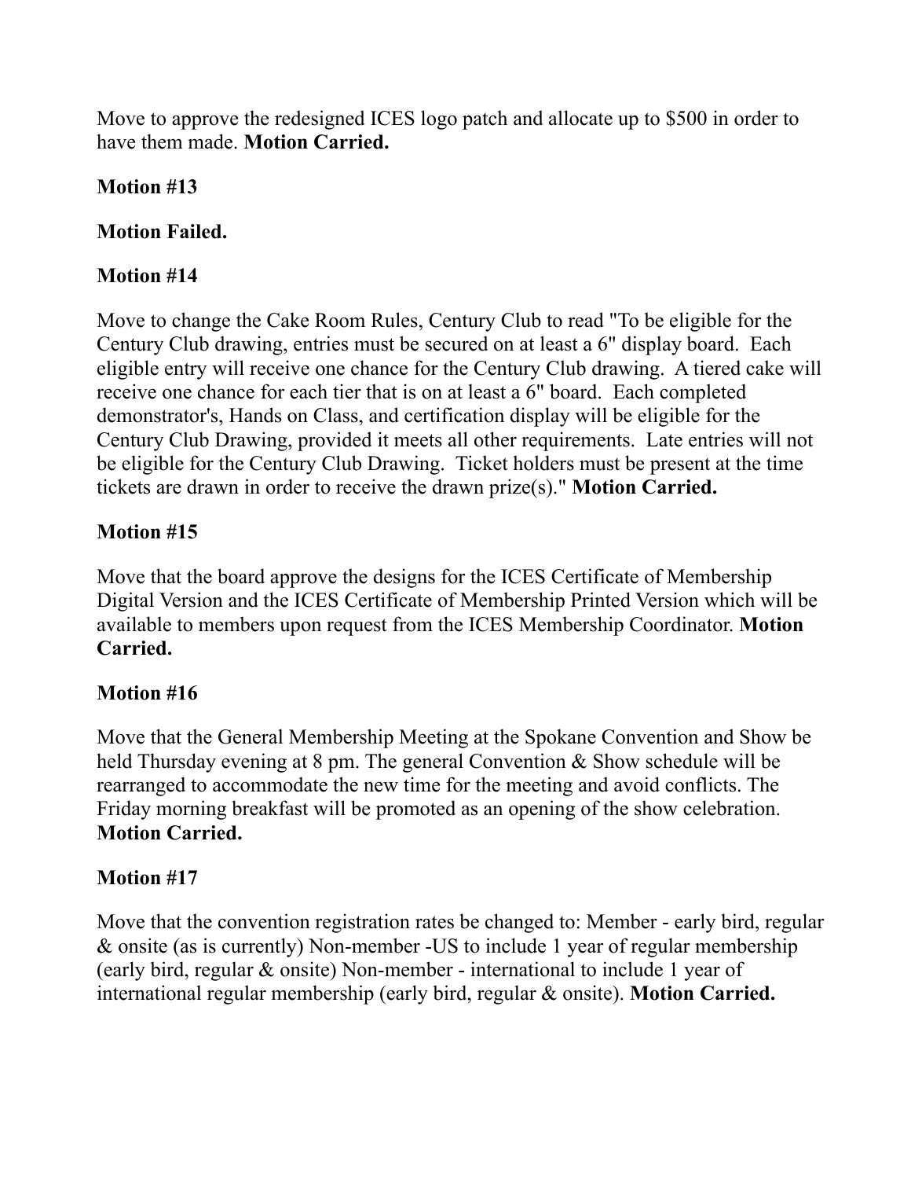Move to approve the redesigned ICES logo patch and allocate up to $500 in order to have them made. **Motion Carried.**

**Motion #13**

**Motion Failed.**

**Motion #14**

Move to change the Cake Room Rules, Century Club to read "To be eligible for the Century Club drawing, entries must be secured on at least a 6" display board. Each eligible entry will receive one chance for the Century Club drawing. A tiered cake will receive one chance for each tier that is on at least a 6" board. Each completed demonstrator's, Hands on Class, and certification display will be eligible for the Century Club Drawing, provided it meets all other requirements. Late entries will not be eligible for the Century Club Drawing. Ticket holders must be present at the time tickets are drawn in order to receive the drawn prize(s)." **Motion Carried.**

**Motion #15**

Move that the board approve the designs for the ICES Certificate of Membership Digital Version and the ICES Certificate of Membership Printed Version which will be available to members upon request from the ICES Membership Coordinator. **Motion Carried.**

**Motion #16**

Move that the General Membership Meeting at the Spokane Convention and Show be held Thursday evening at 8 pm. The general Convention & Show schedule will be rearranged to accommodate the new time for the meeting and avoid conflicts. The Friday morning breakfast will be promoted as an opening of the show celebration. **Motion Carried.**

**Motion #17**

Move that the convention registration rates be changed to: Member - early bird, regular & onsite (as is currently) Non-member -US to include 1 year of regular membership (early bird, regular & onsite) Non-member - international to include 1 year of international regular membership (early bird, regular & onsite). **Motion Carried.**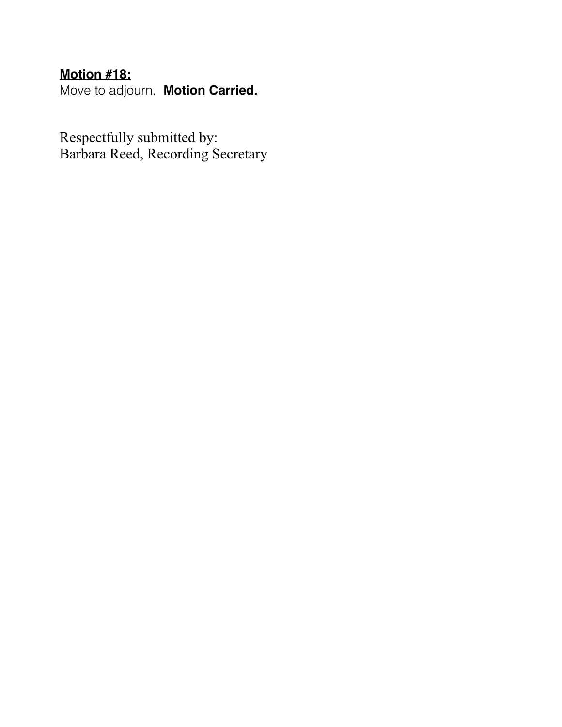**<u>Motion #18:</u>**
Move to adjourn. **Motion Carried.**

Respectfully submitted by:
Barbara Reed, Recording Secretary